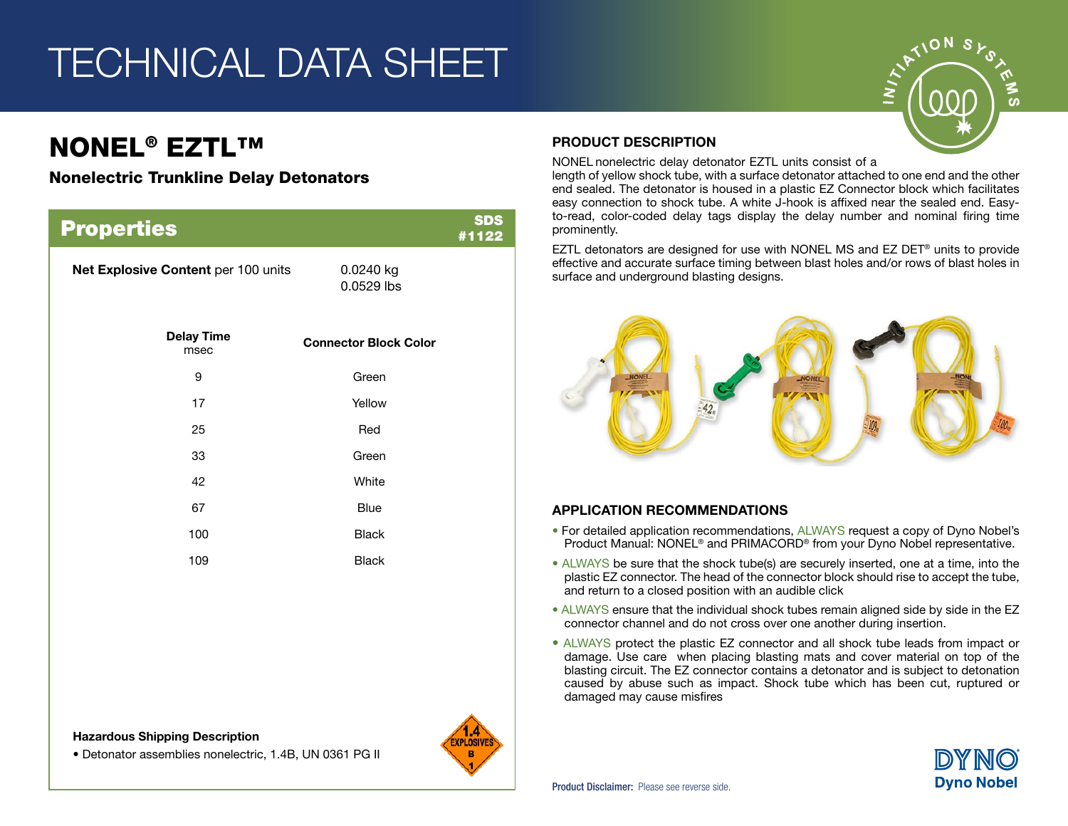# TECHNICAL DATA SHEET

## NONEL® EZTL™

### Nonelectric Trunkline Delay Detonators

## Properties

SDS #1122

**Net Explosive Content** per 100 units: 0.0240 kg / 0.0529 lbs

| Delay Time msec | Connector Block Color |
| --- | --- |
| 9 | Green |
| 17 | Yellow |
| 25 | Red |
| 33 | Green |
| 42 | White |
| 67 | Blue |
| 100 | Black |
| 109 | Black |

**Hazardous Shipping Description**

- Detonator assemblies nonelectric, 1.4B, UN 0361 PG II

## PRODUCT DESCRIPTION

NONEL nonelectric delay detonator EZTL units consist of a length of yellow shock tube, with a surface detonator attached to one end and the other end sealed. The detonator is housed in a plastic EZ Connector block which facilitates easy connection to shock tube. A white J-hook is affixed near the sealed end. Easy-to-read, color-coded delay tags display the delay number and nominal firing time prominently.

EZTL detonators are designed for use with NONEL MS and EZ DET® units to provide effective and accurate surface timing between blast holes and/or rows of blast holes in surface and underground blasting designs.

## APPLICATION RECOMMENDATIONS

- For detailed application recommendations, ALWAYS request a copy of Dyno Nobel's Product Manual: NONEL® and PRIMACORD® from your Dyno Nobel representative.
- ALWAYS be sure that the shock tube(s) are securely inserted, one at a time, into the plastic EZ connector. The head of the connector block should rise to accept the tube, and return to a closed position with an audible click
- ALWAYS ensure that the individual shock tubes remain aligned side by side in the EZ connector channel and do not cross over one another during insertion.
- ALWAYS protect the plastic EZ connector and all shock tube leads from impact or damage. Use care when placing blasting mats and cover material on top of the blasting circuit. The EZ connector contains a detonator and is subject to detonation caused by abuse such as impact. Shock tube which has been cut, ruptured or damaged may cause misfires

**Product Disclaimer:** Please see reverse side.

Dyno Nobel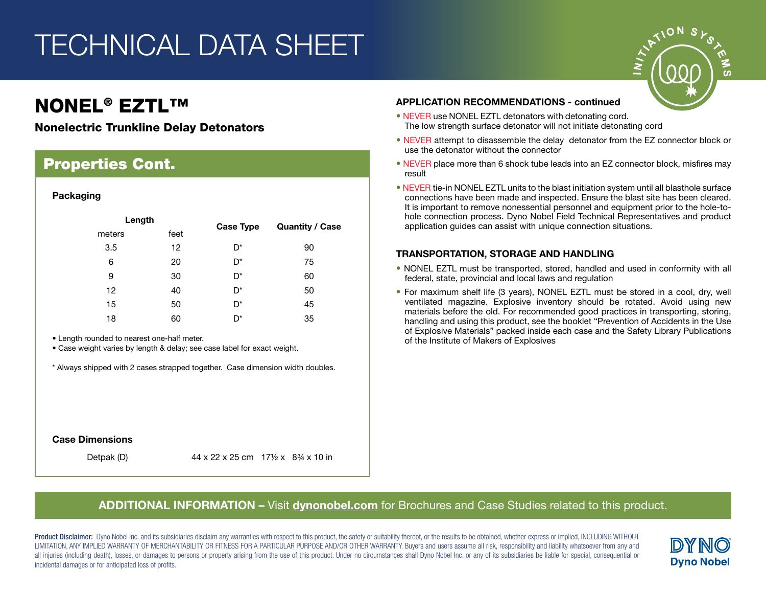# TECHNICAL DATA SHEET

# NONEL® EZTL™

### Nonelectric Trunkline Delay Detonators

## Properties Cont.

**Packaging**

| Length | | Case Type | Quantity / Case |
|---|---|---|---|
| meters | feet | | |
| 3.5 | 12 | D* | 90 |
| 6 | 20 | D* | 75 |
| 9 | 30 | D* | 60 |
| 12 | 40 | D* | 50 |
| 15 | 50 | D* | 45 |
| 18 | 60 | D* | 35 |

- Length rounded to nearest one-half meter.
- Case weight varies by length & delay; see case label for exact weight.

* Always shipped with 2 cases strapped together. Case dimension width doubles.

**Case Dimensions**

| | | |
|---|---|---|
| Detpak (D) | 44 x 22 x 25 cm | 17½ x 8¾ x 10 in |

### APPLICATION RECOMMENDATIONS - continued

- NEVER use NONEL EZTL detonators with detonating cord. The low strength surface detonator will not initiate detonating cord
- NEVER attempt to disassemble the delay detonator from the EZ connector block or use the detonator without the connector
- NEVER place more than 6 shock tube leads into an EZ connector block, misfires may result
- NEVER tie-in NONEL EZTL units to the blast initiation system until all blasthole surface connections have been made and inspected. Ensure the blast site has been cleared. It is important to remove nonessential personnel and equipment prior to the hole-to-hole connection process. Dyno Nobel Field Technical Representatives and product application guides can assist with unique connection situations.

### TRANSPORTATION, STORAGE AND HANDLING

- NONEL EZTL must be transported, stored, handled and used in conformity with all federal, state, provincial and local laws and regulation
- For maximum shelf life (3 years), NONEL EZTL must be stored in a cool, dry, well ventilated magazine. Explosive inventory should be rotated. Avoid using new materials before the old. For recommended good practices in transporting, storing, handling and using this product, see the booklet "Prevention of Accidents in the Use of Explosive Materials" packed inside each case and the Safety Library Publications of the Institute of Makers of Explosives

**ADDITIONAL INFORMATION –** Visit **dynonobel.com** for Brochures and Case Studies related to this product.

**Product Disclaimer:** Dyno Nobel Inc. and its subsidiaries disclaim any warranties with respect to this product, the safety or suitability thereof, or the results to be obtained, whether express or implied, INCLUDING WITHOUT LIMITATION, ANY IMPLIED WARRANTY OF MERCHANTABILITY OR FITNESS FOR A PARTICULAR PURPOSE AND/OR OTHER WARRANTY. Buyers and users assume all risk, responsibility and liability whatsoever from any and all injuries (including death), losses, or damages to persons or property arising from the use of this product. Under no circumstances shall Dyno Nobel Inc. or any of its subsidiaries be liable for special, consequential or incidental damages or for anticipated loss of profits.